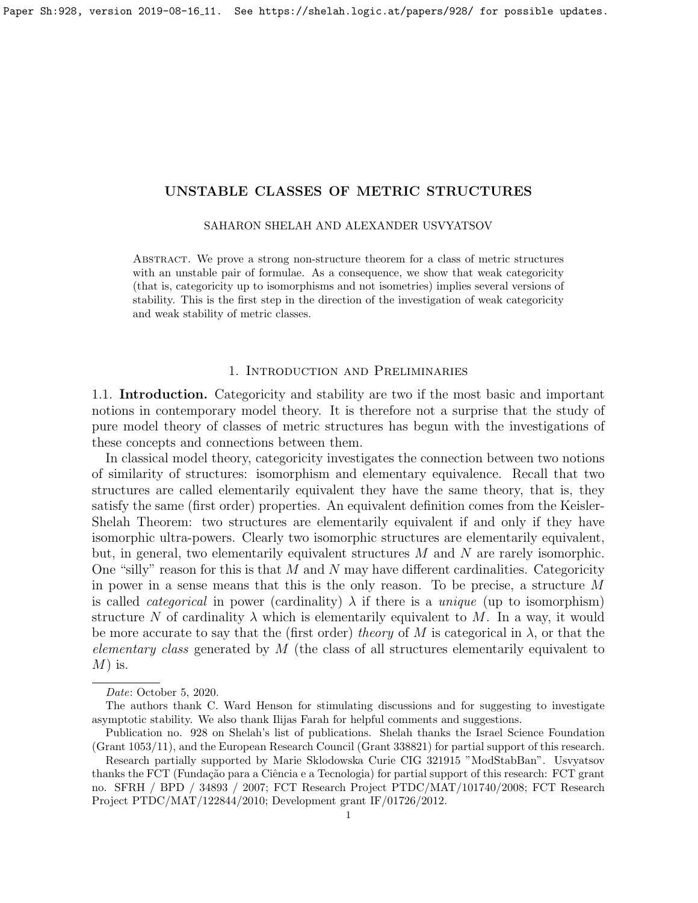# UNSTABLE CLASSES OF METRIC STRUCTURES

SAHARON SHELAH AND ALEXANDER USVYATSOV

Abstract. We prove a strong non-structure theorem for a class of metric structures with an unstable pair of formulae. As a consequence, we show that weak categoricity (that is, categoricity up to isomorphisms and not isometries) implies several versions of stability. This is the first step in the direction of the investigation of weak categoricity and weak stability of metric classes.

## 1. Introduction and Preliminaries

1.1. **Introduction.** Categoricity and stability are two if the most basic and important notions in contemporary model theory. It is therefore not a surprise that the study of pure model theory of classes of metric structures has begun with the investigations of these concepts and connections between them.

In classical model theory, categoricity investigates the connection between two notions of similarity of structures: isomorphism and elementary equivalence. Recall that two structures are called elementarily equivalent they have the same theory, that is, they satisfy the same (first order) properties. An equivalent definition comes from the Keisler-Shelah Theorem: two structures are elementarily equivalent if and only if they have isomorphic ultra-powers. Clearly two isomorphic structures are elementarily equivalent, but, in general, two elementarily equivalent structures $M$ and $N$ are rarely isomorphic. One "silly" reason for this is that $M$ and $N$ may have different cardinalities. Categoricity in power in a sense means that this is the only reason. To be precise, a structure $M$ is called *categorical* in power (cardinality) $\lambda$ if there is a *unique* (up to isomorphism) structure $N$ of cardinality $\lambda$ which is elementarily equivalent to $M$. In a way, it would be more accurate to say that the (first order) *theory* of $M$ is categorical in $\lambda$, or that the *elementary class* generated by $M$ (the class of all structures elementarily equivalent to $M$) is.

---

*Date*: October 5, 2020.

The authors thank C. Ward Henson for stimulating discussions and for suggesting to investigate asymptotic stability. We also thank Ilijas Farah for helpful comments and suggestions.

Publication no. 928 on Shelah's list of publications. Shelah thanks the Israel Science Foundation (Grant 1053/11), and the European Research Council (Grant 338821) for partial support of this research.

Research partially supported by Marie Sklodowska Curie CIG 321915 "ModStabBan". Usvyatsov thanks the FCT (Fundação para a Ciência e a Tecnologia) for partial support of this research: FCT grant no. SFRH / BPD / 34893 / 2007; FCT Research Project PTDC/MAT/101740/2008; FCT Research Project PTDC/MAT/122844/2010; Development grant IF/01726/2012.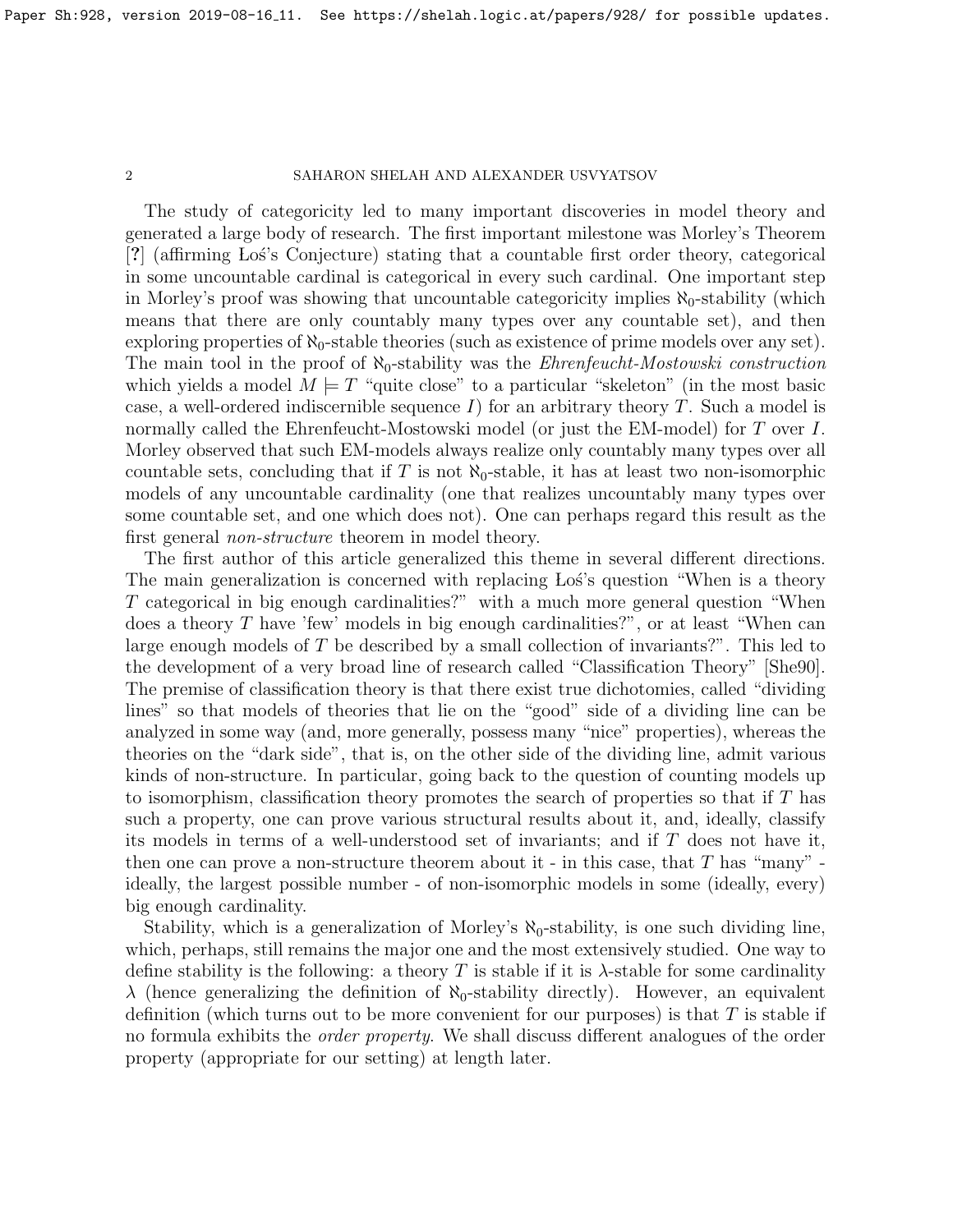The study of categoricity led to many important discoveries in model theory and generated a large body of research. The first important milestone was Morley's Theorem [?] (affirming Łoś's Conjecture) stating that a countable first order theory, categorical in some uncountable cardinal is categorical in every such cardinal. One important step in Morley's proof was showing that uncountable categoricity implies $\aleph_0$-stability (which means that there are only countably many types over any countable set), and then exploring properties of $\aleph_0$-stable theories (such as existence of prime models over any set). The main tool in the proof of $\aleph_0$-stability was the *Ehrenfeucht-Mostowski construction* which yields a model $M \models T$ "quite close" to a particular "skeleton" (in the most basic case, a well-ordered indiscernible sequence $I$) for an arbitrary theory $T$. Such a model is normally called the Ehrenfeucht-Mostowski model (or just the EM-model) for $T$ over $I$. Morley observed that such EM-models always realize only countably many types over all countable sets, concluding that if $T$ is not $\aleph_0$-stable, it has at least two non-isomorphic models of any uncountable cardinality (one that realizes uncountably many types over some countable set, and one which does not). One can perhaps regard this result as the first general *non-structure* theorem in model theory.

The first author of this article generalized this theme in several different directions. The main generalization is concerned with replacing Łoś's question "When is a theory $T$ categorical in big enough cardinalities?" with a much more general question "When does a theory $T$ have 'few' models in big enough cardinalities?", or at least "When can large enough models of $T$ be described by a small collection of invariants?". This led to the development of a very broad line of research called "Classification Theory" [She90]. The premise of classification theory is that there exist true dichotomies, called "dividing lines" so that models of theories that lie on the "good" side of a dividing line can be analyzed in some way (and, more generally, possess many "nice" properties), whereas the theories on the "dark side", that is, on the other side of the dividing line, admit various kinds of non-structure. In particular, going back to the question of counting models up to isomorphism, classification theory promotes the search of properties so that if $T$ has such a property, one can prove various structural results about it, and, ideally, classify its models in terms of a well-understood set of invariants; and if $T$ does not have it, then one can prove a non-structure theorem about it - in this case, that $T$ has "many" - ideally, the largest possible number - of non-isomorphic models in some (ideally, every) big enough cardinality.

Stability, which is a generalization of Morley's $\aleph_0$-stability, is one such dividing line, which, perhaps, still remains the major one and the most extensively studied. One way to define stability is the following: a theory $T$ is stable if it is $\lambda$-stable for some cardinality $\lambda$ (hence generalizing the definition of $\aleph_0$-stability directly). However, an equivalent definition (which turns out to be more convenient for our purposes) is that $T$ is stable if no formula exhibits the *order property*. We shall discuss different analogues of the order property (appropriate for our setting) at length later.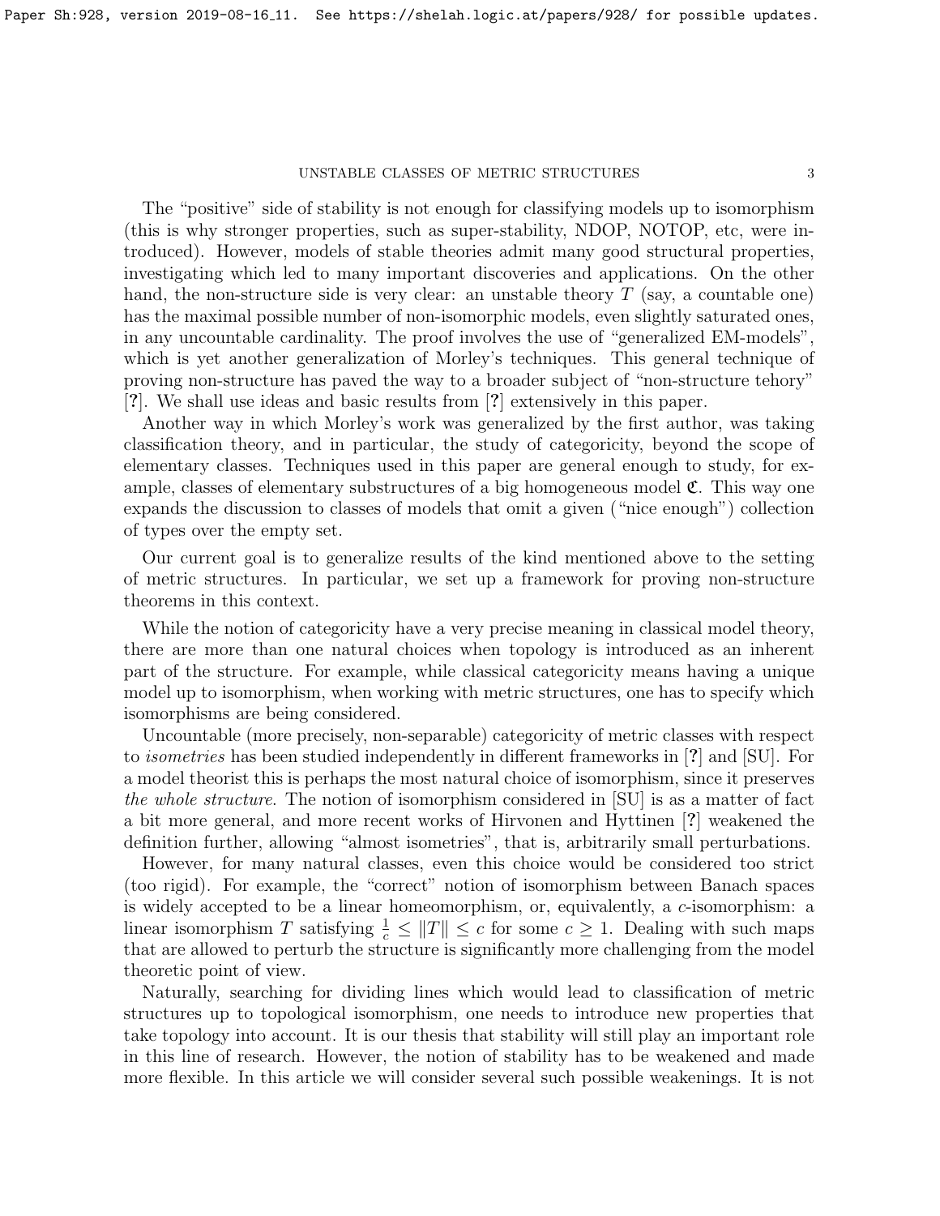The "positive" side of stability is not enough for classifying models up to isomorphism (this is why stronger properties, such as super-stability, NDOP, NOTOP, etc, were introduced). However, models of stable theories admit many good structural properties, investigating which led to many important discoveries and applications. On the other hand, the non-structure side is very clear: an unstable theory $T$ (say, a countable one) has the maximal possible number of non-isomorphic models, even slightly saturated ones, in any uncountable cardinality. The proof involves the use of "generalized EM-models", which is yet another generalization of Morley's techniques. This general technique of proving non-structure has paved the way to a broader subject of "non-structure tehory" [?]. We shall use ideas and basic results from [?] extensively in this paper.

Another way in which Morley's work was generalized by the first author, was taking classification theory, and in particular, the study of categoricity, beyond the scope of elementary classes. Techniques used in this paper are general enough to study, for example, classes of elementary substructures of a big homogeneous model $\mathfrak{C}$. This way one expands the discussion to classes of models that omit a given ("nice enough") collection of types over the empty set.

Our current goal is to generalize results of the kind mentioned above to the setting of metric structures. In particular, we set up a framework for proving non-structure theorems in this context.

While the notion of categoricity have a very precise meaning in classical model theory, there are more than one natural choices when topology is introduced as an inherent part of the structure. For example, while classical categoricity means having a unique model up to isomorphism, when working with metric structures, one has to specify which isomorphisms are being considered.

Uncountable (more precisely, non-separable) categoricity of metric classes with respect to *isometries* has been studied independently in different frameworks in [?] and [SU]. For a model theorist this is perhaps the most natural choice of isomorphism, since it preserves *the whole structure*. The notion of isomorphism considered in [SU] is as a matter of fact a bit more general, and more recent works of Hirvonen and Hyttinen [?] weakened the definition further, allowing "almost isometries", that is, arbitrarily small perturbations.

However, for many natural classes, even this choice would be considered too strict (too rigid). For example, the "correct" notion of isomorphism between Banach spaces is widely accepted to be a linear homeomorphism, or, equivalently, a $c$-isomorphism: a linear isomorphism $T$ satisfying $\frac{1}{c} \leq \|T\| \leq c$ for some $c \geq 1$. Dealing with such maps that are allowed to perturb the structure is significantly more challenging from the model theoretic point of view.

Naturally, searching for dividing lines which would lead to classification of metric structures up to topological isomorphism, one needs to introduce new properties that take topology into account. It is our thesis that stability will still play an important role in this line of research. However, the notion of stability has to be weakened and made more flexible. In this article we will consider several such possible weakenings. It is not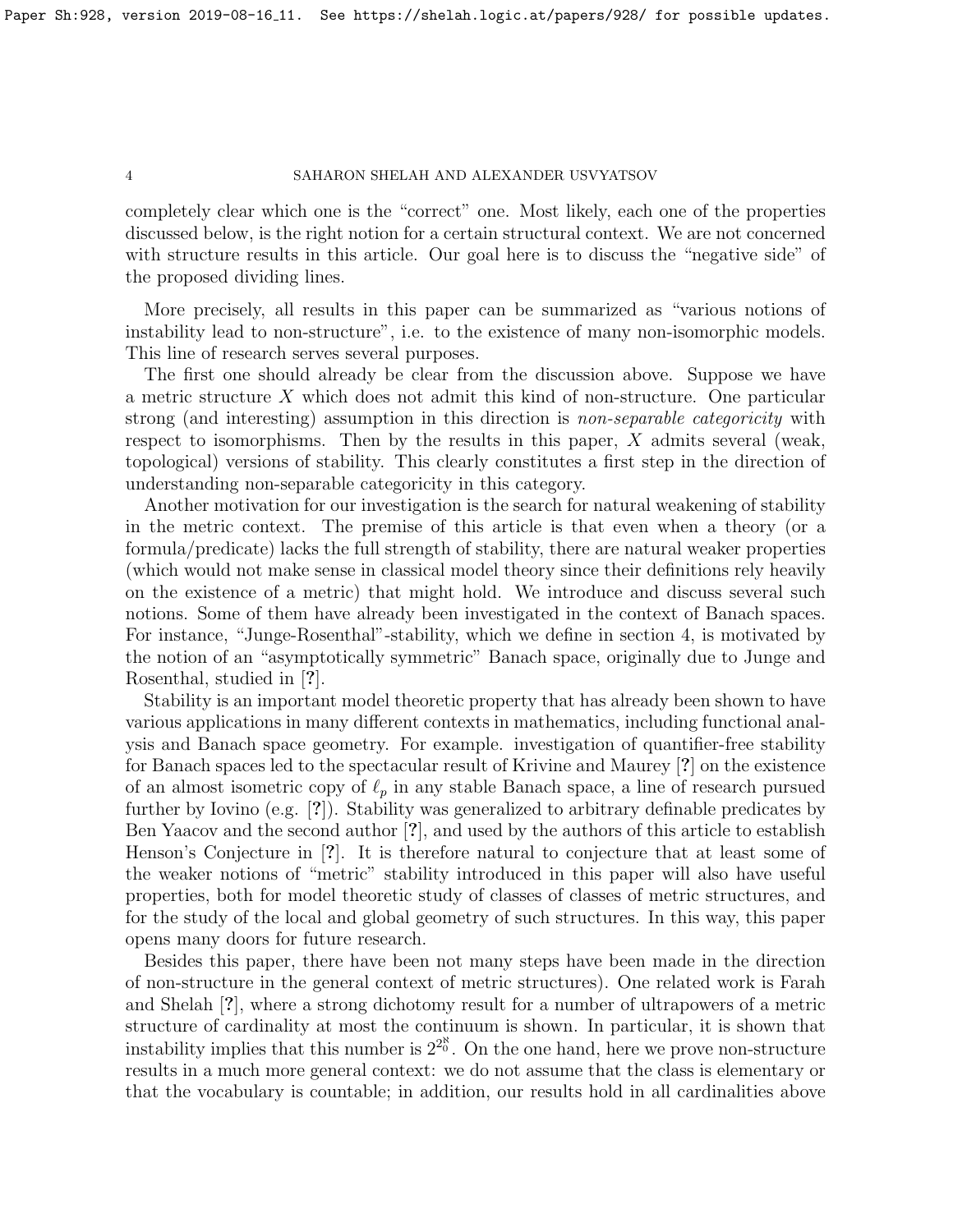completely clear which one is the "correct" one. Most likely, each one of the properties discussed below, is the right notion for a certain structural context. We are not concerned with structure results in this article. Our goal here is to discuss the "negative side" of the proposed dividing lines.

More precisely, all results in this paper can be summarized as "various notions of instability lead to non-structure", i.e. to the existence of many non-isomorphic models. This line of research serves several purposes.

The first one should already be clear from the discussion above. Suppose we have a metric structure $X$ which does not admit this kind of non-structure. One particular strong (and interesting) assumption in this direction is *non-separable categoricity* with respect to isomorphisms. Then by the results in this paper, $X$ admits several (weak, topological) versions of stability. This clearly constitutes a first step in the direction of understanding non-separable categoricity in this category.

Another motivation for our investigation is the search for natural weakening of stability in the metric context. The premise of this article is that even when a theory (or a formula/predicate) lacks the full strength of stability, there are natural weaker properties (which would not make sense in classical model theory since their definitions rely heavily on the existence of a metric) that might hold. We introduce and discuss several such notions. Some of them have already been investigated in the context of Banach spaces. For instance, "Junge-Rosenthal"-stability, which we define in section 4, is motivated by the notion of an "asymptotically symmetric" Banach space, originally due to Junge and Rosenthal, studied in [?].

Stability is an important model theoretic property that has already been shown to have various applications in many different contexts in mathematics, including functional analysis and Banach space geometry. For example. investigation of quantifier-free stability for Banach spaces led to the spectacular result of Krivine and Maurey [?] on the existence of an almost isometric copy of $\ell_p$ in any stable Banach space, a line of research pursued further by Iovino (e.g. [?]). Stability was generalized to arbitrary definable predicates by Ben Yaacov and the second author [?], and used by the authors of this article to establish Henson's Conjecture in [?]. It is therefore natural to conjecture that at least some of the weaker notions of "metric" stability introduced in this paper will also have useful properties, both for model theoretic study of classes of classes of metric structures, and for the study of the local and global geometry of such structures. In this way, this paper opens many doors for future research.

Besides this paper, there have been not many steps have been made in the direction of non-structure in the general context of metric structures). One related work is Farah and Shelah [?], where a strong dichotomy result for a number of ultrapowers of a metric structure of cardinality at most the continuum is shown. In particular, it is shown that instability implies that this number is $2^{2^{\aleph_0}}$. On the one hand, here we prove non-structure results in a much more general context: we do not assume that the class is elementary or that the vocabulary is countable; in addition, our results hold in all cardinalities above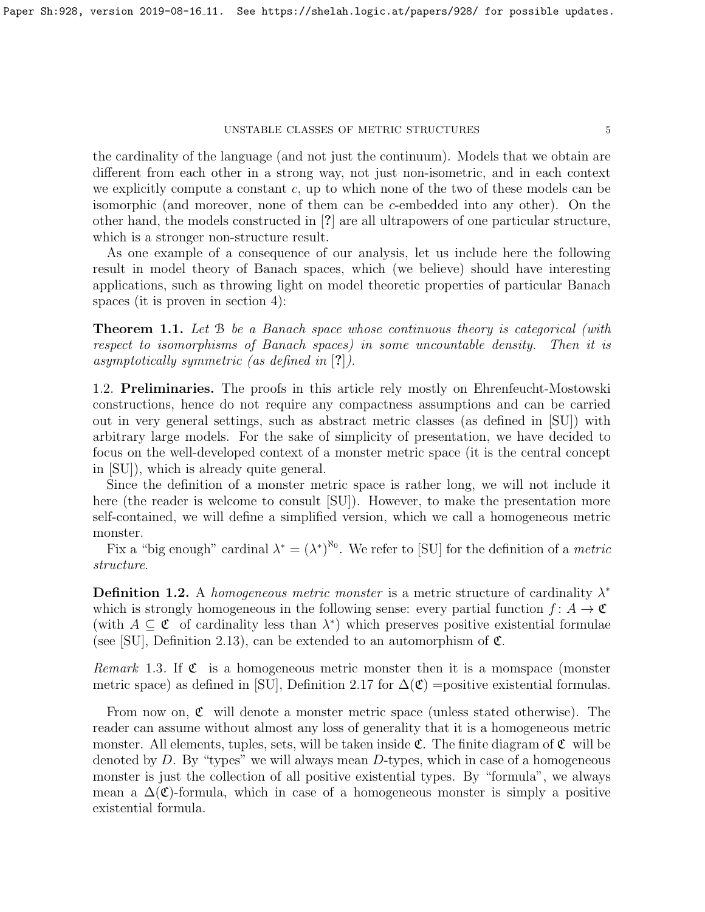the cardinality of the language (and not just the continuum). Models that we obtain are different from each other in a strong way, not just non-isometric, and in each context we explicitly compute a constant $c$, up to which none of the two of these models can be isomorphic (and moreover, none of them can be $c$-embedded into any other). On the other hand, the models constructed in [?] are all ultrapowers of one particular structure, which is a stronger non-structure result.

As one example of a consequence of our analysis, let us include here the following result in model theory of Banach spaces, which (we believe) should have interesting applications, such as throwing light on model theoretic properties of particular Banach spaces (it is proven in section 4):

**Theorem 1.1.** *Let $\mathcal{B}$ be a Banach space whose continuous theory is categorical (with respect to isomorphisms of Banach spaces) in some uncountable density. Then it is asymptotically symmetric (as defined in [?]).*

1.2. **Preliminaries.** The proofs in this article rely mostly on Ehrenfeucht-Mostowski constructions, hence do not require any compactness assumptions and can be carried out in very general settings, such as abstract metric classes (as defined in [SU]) with arbitrary large models. For the sake of simplicity of presentation, we have decided to focus on the well-developed context of a monster metric space (it is the central concept in [SU]), which is already quite general.

Since the definition of a monster metric space is rather long, we will not include it here (the reader is welcome to consult [SU]). However, to make the presentation more self-contained, we will define a simplified version, which we call a homogeneous metric monster.

Fix a "big enough" cardinal $\lambda^* = (\lambda^*)^{\aleph_0}$. We refer to [SU] for the definition of a *metric structure*.

**Definition 1.2.** A *homogeneous metric monster* is a metric structure of cardinality $\lambda^*$ which is strongly homogeneous in the following sense: every partial function $f\colon A \to \mathfrak{C}$ (with $A \subseteq \mathfrak{C}$ of cardinality less than $\lambda^*$) which preserves positive existential formulae (see [SU], Definition 2.13), can be extended to an automorphism of $\mathfrak{C}$.

*Remark* 1.3. If $\mathfrak{C}$ is a homogeneous metric monster then it is a momspace (monster metric space) as defined in [SU], Definition 2.17 for $\Delta(\mathfrak{C})$ =positive existential formulas.

From now on, $\mathfrak{C}$ will denote a monster metric space (unless stated otherwise). The reader can assume without almost any loss of generality that it is a homogeneous metric monster. All elements, tuples, sets, will be taken inside $\mathfrak{C}$. The finite diagram of $\mathfrak{C}$ will be denoted by $D$. By "types" we will always mean $D$-types, which in case of a homogeneous monster is just the collection of all positive existential types. By "formula", we always mean a $\Delta(\mathfrak{C})$-formula, which in case of a homogeneous monster is simply a positive existential formula.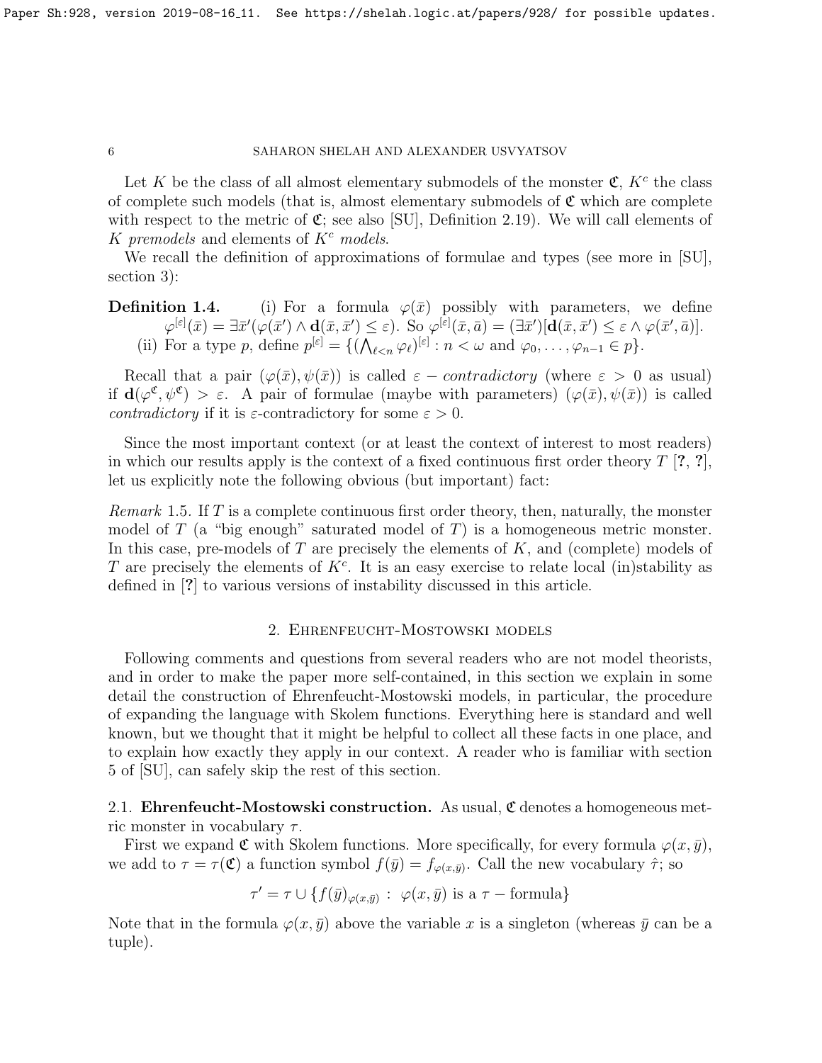Let $K$ be the class of all almost elementary submodels of the monster $\mathfrak{C}$, $K^c$ the class of complete such models (that is, almost elementary submodels of $\mathfrak{C}$ which are complete with respect to the metric of $\mathfrak{C}$; see also [SU], Definition 2.19). We will call elements of $K$ *premodels* and elements of $K^c$ *models*.

We recall the definition of approximations of formulae and types (see more in [SU], section 3):

**Definition 1.4.** (i) For a formula $\varphi(\bar{x})$ possibly with parameters, we define $\varphi^{[\varepsilon]}(\bar{x}) = \exists \bar{x}'(\varphi(\bar{x}') \wedge \mathbf{d}(\bar{x}, \bar{x}') \leq \varepsilon)$. So $\varphi^{[\varepsilon]}(\bar{x}, \bar{a}) = (\exists \bar{x}')[\mathbf{d}(\bar{x}, \bar{x}') \leq \varepsilon \wedge \varphi(\bar{x}', \bar{a})]$.

(ii) For a type $p$, define $p^{[\varepsilon]} = \{(\bigwedge_{\ell<n} \varphi_\ell)^{[\varepsilon]} : n < \omega \text{ and } \varphi_0, \ldots, \varphi_{n-1} \in p\}$.

Recall that a pair $(\varphi(\bar{x}), \psi(\bar{x}))$ is called $\varepsilon - contradictory$ (where $\varepsilon > 0$ as usual) if $\mathbf{d}(\varphi^{\mathfrak{C}}, \psi^{\mathfrak{C}}) > \varepsilon$. A pair of formulae (maybe with parameters) $(\varphi(\bar{x}), \psi(\bar{x}))$ is called *contradictory* if it is $\varepsilon$-contradictory for some $\varepsilon > 0$.

Since the most important context (or at least the context of interest to most readers) in which our results apply is the context of a fixed continuous first order theory $T$ [?, ?], let us explicitly note the following obvious (but important) fact:

*Remark* 1.5. If $T$ is a complete continuous first order theory, then, naturally, the monster model of $T$ (a "big enough" saturated model of $T$) is a homogeneous metric monster. In this case, pre-models of $T$ are precisely the elements of $K$, and (complete) models of $T$ are precisely the elements of $K^c$. It is an easy exercise to relate local (in)stability as defined in [?] to various versions of instability discussed in this article.

## 2. Ehrenfeucht-Mostowski models

Following comments and questions from several readers who are not model theorists, and in order to make the paper more self-contained, in this section we explain in some detail the construction of Ehrenfeucht-Mostowski models, in particular, the procedure of expanding the language with Skolem functions. Everything here is standard and well known, but we thought that it might be helpful to collect all these facts in one place, and to explain how exactly they apply in our context. A reader who is familiar with section 5 of [SU], can safely skip the rest of this section.

2.1. **Ehrenfeucht-Mostowski construction.** As usual, $\mathfrak{C}$ denotes a homogeneous metric monster in vocabulary $\tau$.

First we expand $\mathfrak{C}$ with Skolem functions. More specifically, for every formula $\varphi(x, \bar{y})$, we add to $\tau = \tau(\mathfrak{C})$ a function symbol $f(\bar{y}) = f_{\varphi(x,\bar{y})}$. Call the new vocabulary $\hat{\tau}$; so

$$\tau' = \tau \cup \{f(\bar{y})_{\varphi(x,\bar{y})} : \varphi(x, \bar{y}) \text{ is a } \tau - \text{formula}\}$$

Note that in the formula $\varphi(x, \bar{y})$ above the variable $x$ is a singleton (whereas $\bar{y}$ can be a tuple).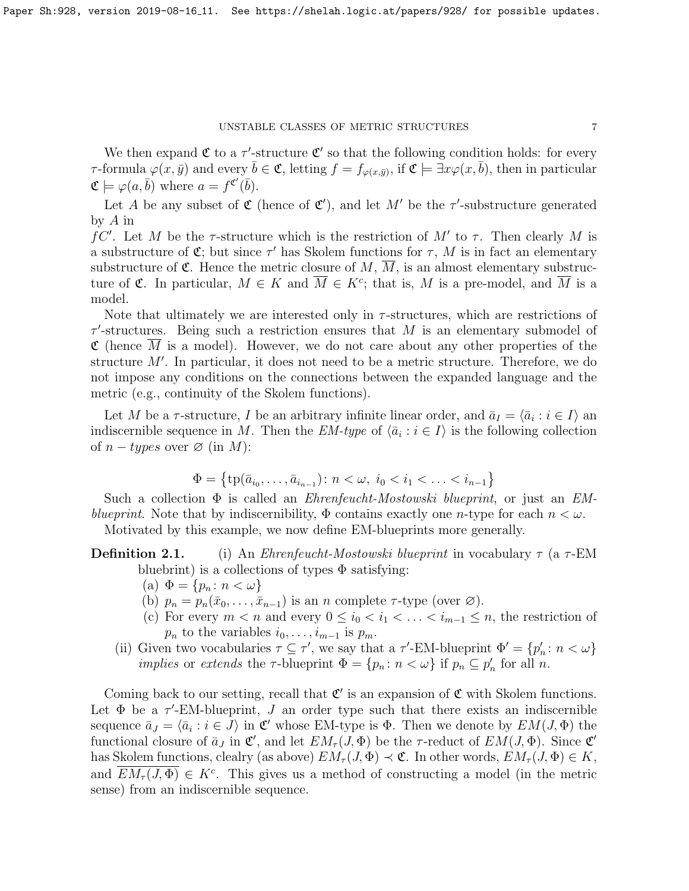We then expand $\mathfrak{C}$ to a $\tau'$-structure $\mathfrak{C}'$ so that the following condition holds: for every $\tau$-formula $\varphi(x, \bar{y})$ and every $\bar{b} \in \mathfrak{C}$, letting $f = f_{\varphi(x,\bar{y})}$, if $\mathfrak{C} \models \exists x \varphi(x, \bar{b})$, then in particular $\mathfrak{C} \models \varphi(a, \bar{b})$ where $a = f^{\mathfrak{C}'}(\bar{b})$.

Let $A$ be any subset of $\mathfrak{C}$ (hence of $\mathfrak{C}'$), and let $M'$ be the $\tau'$-substructure generated by $A$ in
$fC'$. Let $M$ be the $\tau$-structure which is the restriction of $M'$ to $\tau$. Then clearly $M$ is a substructure of $\mathfrak{C}$; but since $\tau'$ has Skolem functions for $\tau$, $M$ is in fact an elementary substructure of $\mathfrak{C}$. Hence the metric closure of $M$, $\overline{M}$, is an almost elementary substructure of $\mathfrak{C}$. In particular, $M \in K$ and $\overline{M} \in K^c$; that is, $M$ is a pre-model, and $\overline{M}$ is a model.

Note that ultimately we are interested only in $\tau$-structures, which are restrictions of $\tau'$-structures. Being such a restriction ensures that $M$ is an elementary submodel of $\mathfrak{C}$ (hence $\overline{M}$ is a model). However, we do not care about any other properties of the structure $M'$. In particular, it does not need to be a metric structure. Therefore, we do not impose any conditions on the connections between the expanded language and the metric (e.g., continuity of the Skolem functions).

Let $M$ be a $\tau$-structure, $I$ be an arbitrary infinite linear order, and $\bar{a}_I = \langle \bar{a}_i : i \in I \rangle$ an indiscernible sequence in $M$. Then the *EM-type* of $\langle \bar{a}_i : i \in I \rangle$ is the following collection of $n - types$ over $\varnothing$ (in $M$):

$$\Phi = \left\{ \operatorname{tp}(\bar{a}_{i_0}, \ldots, \bar{a}_{i_{n-1}}) \colon n < \omega,\ i_0 < i_1 < \ldots < i_{n-1} \right\}$$

Such a collection $\Phi$ is called an *Ehrenfeucht-Mostowski blueprint*, or just an *EM-blueprint*. Note that by indiscernibility, $\Phi$ contains exactly one $n$-type for each $n < \omega$.

Motivated by this example, we now define EM-blueprints more generally.

**Definition 2.1.** (i) An *Ehrenfeucht-Mostowski blueprint* in vocabulary $\tau$ (a $\tau$-EM bluebrint) is a collections of types $\Phi$ satisfying:

(a) $\Phi = \{p_n \colon n < \omega\}$

(b) $p_n = p_n(\bar{x}_0, \ldots, \bar{x}_{n-1})$ is an $n$ complete $\tau$-type (over $\varnothing$).

(c) For every $m < n$ and every $0 \leq i_0 < i_1 < \ldots < i_{m-1} \leq n$, the restriction of $p_n$ to the variables $i_0, \ldots, i_{m-1}$ is $p_m$.

(ii) Given two vocabularies $\tau \subseteq \tau'$, we say that a $\tau'$-EM-blueprint $\Phi' = \{p'_n \colon n < \omega\}$ *implies* or *extends* the $\tau$-blueprint $\Phi = \{p_n \colon n < \omega\}$ if $p_n \subseteq p'_n$ for all $n$.

Coming back to our setting, recall that $\mathfrak{C}'$ is an expansion of $\mathfrak{C}$ with Skolem functions. Let $\Phi$ be a $\tau'$-EM-blueprint, $J$ an order type such that there exists an indiscernible sequence $\bar{a}_J = \langle \bar{a}_i : i \in J \rangle$ in $\mathfrak{C}'$ whose EM-type is $\Phi$. Then we denote by $EM(J, \Phi)$ the functional closure of $\bar{a}_J$ in $\mathfrak{C}'$, and let $EM_\tau(J, \Phi)$ be the $\tau$-reduct of $EM(J, \Phi)$. Since $\mathfrak{C}'$ has Skolem functions, clealry (as above) $EM_\tau(J, \Phi) \prec \mathfrak{C}$. In other words, $EM_\tau(J, \Phi) \in K$, and $\overline{EM_\tau(J, \Phi)} \in K^c$. This gives us a method of constructing a model (in the metric sense) from an indiscernible sequence.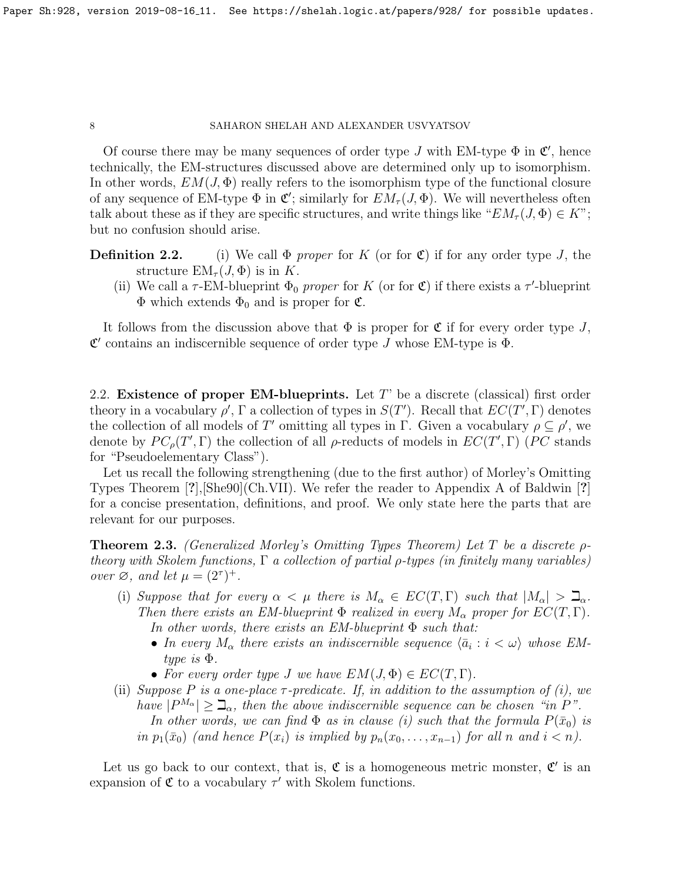Of course there may be many sequences of order type $J$ with EM-type $\Phi$ in $\mathfrak{C}'$, hence technically, the EM-structures discussed above are determined only up to isomorphism. In other words, $EM(J, \Phi)$ really refers to the isomorphism type of the functional closure of any sequence of EM-type $\Phi$ in $\mathfrak{C}'$; similarly for $EM_\tau(J, \Phi)$. We will nevertheless often talk about these as if they are specific structures, and write things like "$EM_\tau(J, \Phi) \in K$"; but no confusion should arise.

**Definition 2.2.** (i) We call $\Phi$ *proper* for $K$ (or for $\mathfrak{C}$) if for any order type $J$, the structure $\mathrm{EM}_\tau(J, \Phi)$ is in $K$.

(ii) We call a $\tau$-EM-blueprint $\Phi_0$ *proper* for $K$ (or for $\mathfrak{C}$) if there exists a $\tau'$-blueprint $\Phi$ which extends $\Phi_0$ and is proper for $\mathfrak{C}$.

It follows from the discussion above that $\Phi$ is proper for $\mathfrak{C}$ if for every order type $J$, $\mathfrak{C}'$ contains an indiscernible sequence of order type $J$ whose EM-type is $\Phi$.

## 2.2. Existence of proper EM-blueprints.

Let $T$' be a discrete (classical) first order theory in a vocabulary $\rho'$, $\Gamma$ a collection of types in $S(T')$. Recall that $EC(T', \Gamma)$ denotes the collection of all models of $T'$ omitting all types in $\Gamma$. Given a vocabulary $\rho \subseteq \rho'$, we denote by $PC_\rho(T', \Gamma)$ the collection of all $\rho$-reducts of models in $EC(T', \Gamma)$ ($PC$ stands for "Pseudoelementary Class").

Let us recall the following strengthening (due to the first author) of Morley's Omitting Types Theorem [?],[She90](Ch.VII). We refer the reader to Appendix A of Baldwin [?] for a concise presentation, definitions, and proof. We only state here the parts that are relevant for our purposes.

**Theorem 2.3.** *(Generalized Morley's Omitting Types Theorem) Let $T$ be a discrete $\rho$-theory with Skolem functions, $\Gamma$ a collection of partial $\rho$-types (in finitely many variables) over $\varnothing$, and let $\mu = (2^\tau)^+$.*

(i) *Suppose that for every $\alpha < \mu$ there is $M_\alpha \in EC(T, \Gamma)$ such that $|M_\alpha| > \beth_\alpha$. Then there exists an EM-blueprint $\Phi$ realized in every $M_\alpha$ proper for $EC(T, \Gamma)$.*

*In other words, there exists an EM-blueprint $\Phi$ such that:*

- *In every $M_\alpha$ there exists an indiscernible sequence $\langle \bar{a}_i : i < \omega \rangle$ whose EM-type is $\Phi$.*
- *For every order type $J$ we have $EM(J, \Phi) \in EC(T, \Gamma)$.*

(ii) *Suppose $P$ is a one-place $\tau$-predicate. If, in addition to the assumption of (i), we have $|P^{M_\alpha}| \geq \beth_\alpha$, then the above indiscernible sequence can be chosen "in $P$".*

*In other words, we can find $\Phi$ as in clause (i) such that the formula $P(\bar{x}_0)$ is in $p_1(\bar{x}_0)$ (and hence $P(x_i)$ is implied by $p_n(x_0, \ldots, x_{n-1})$ for all $n$ and $i < n$).*

Let us go back to our context, that is, $\mathfrak{C}$ is a homogeneous metric monster, $\mathfrak{C}'$ is an expansion of $\mathfrak{C}$ to a vocabulary $\tau'$ with Skolem functions.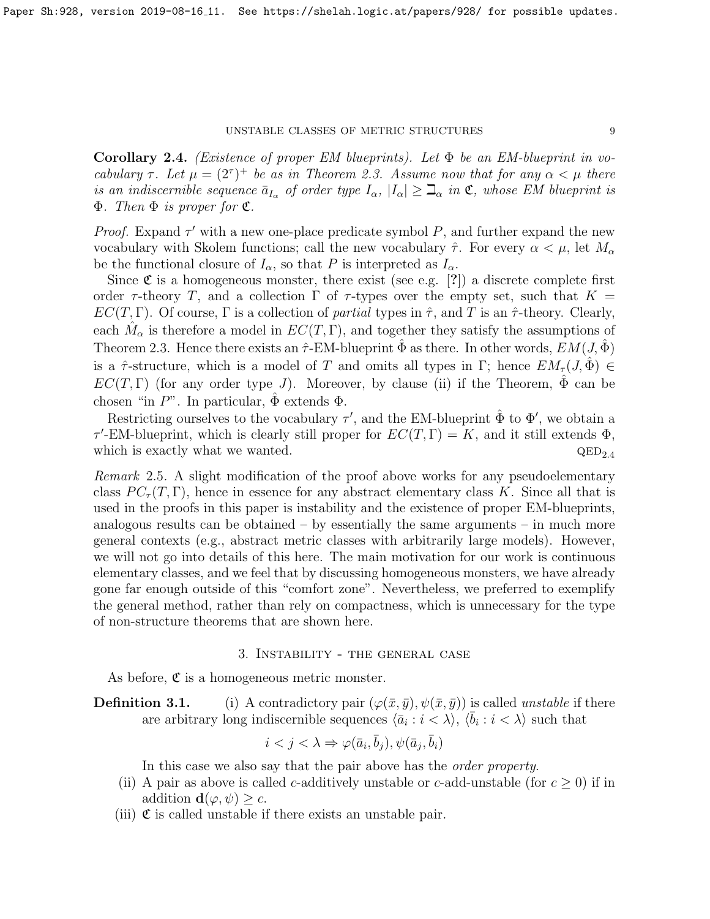**Corollary 2.4.** *(Existence of proper EM blueprints). Let $\Phi$ be an EM-blueprint in vocabulary $\tau$. Let $\mu = (2^\tau)^+$ be as in Theorem 2.3. Assume now that for any $\alpha < \mu$ there is an indiscernible sequence $\bar{a}_{I_\alpha}$ of order type $I_\alpha$, $|I_\alpha| \geq \beth_\alpha$ in $\mathfrak{C}$, whose EM blueprint is $\Phi$. Then $\Phi$ is proper for $\mathfrak{C}$.*

*Proof.* Expand $\tau'$ with a new one-place predicate symbol $P$, and further expand the new vocabulary with Skolem functions; call the new vocabulary $\hat{\tau}$. For every $\alpha < \mu$, let $M_\alpha$ be the functional closure of $I_\alpha$, so that $P$ is interpreted as $I_\alpha$.

Since $\mathfrak{C}$ is a homogeneous monster, there exist (see e.g. [?]) a discrete complete first order $\tau$-theory $T$, and a collection $\Gamma$ of $\tau$-types over the empty set, such that $K = EC(T, \Gamma)$. Of course, $\Gamma$ is a collection of *partial* types in $\hat{\tau}$, and $T$ is an $\hat{\tau}$-theory. Clearly, each $\hat{M}_\alpha$ is therefore a model in $EC(T, \Gamma)$, and together they satisfy the assumptions of Theorem 2.3. Hence there exists an $\hat{\tau}$-EM-blueprint $\hat{\Phi}$ as there. In other words, $EM(J, \hat{\Phi})$ is a $\hat{\tau}$-structure, which is a model of $T$ and omits all types in $\Gamma$; hence $EM_\tau(J, \hat{\Phi}) \in EC(T, \Gamma)$ (for any order type $J$). Moreover, by clause (ii) if the Theorem, $\hat{\Phi}$ can be chosen "in $P$". In particular, $\hat{\Phi}$ extends $\Phi$.

Restricting ourselves to the vocabulary $\tau'$, and the EM-blueprint $\hat{\Phi}$ to $\Phi'$, we obtain a $\tau'$-EM-blueprint, which is clearly still proper for $EC(T, \Gamma) = K$, and it still extends $\Phi$, which is exactly what we wanted. $\text{QED}_{2.4}$

*Remark* 2.5. A slight modification of the proof above works for any pseudoelementary class $PC_\tau(T, \Gamma)$, hence in essence for any abstract elementary class $K$. Since all that is used in the proofs in this paper is instability and the existence of proper EM-blueprints, analogous results can be obtained – by essentially the same arguments – in much more general contexts (e.g., abstract metric classes with arbitrarily large models). However, we will not go into details of this here. The main motivation for our work is continuous elementary classes, and we feel that by discussing homogeneous monsters, we have already gone far enough outside of this "comfort zone". Nevertheless, we preferred to exemplify the general method, rather than rely on compactness, which is unnecessary for the type of non-structure theorems that are shown here.

## 3. Instability - the general case

As before, $\mathfrak{C}$ is a homogeneous metric monster.

**Definition 3.1.**
- (i) A contradictory pair $(\varphi(\bar{x}, \bar{y}), \psi(\bar{x}, \bar{y}))$ is called *unstable* if there are arbitrary long indiscernible sequences $\langle \bar{a}_i : i < \lambda \rangle$, $\langle \bar{b}_i : i < \lambda \rangle$ such that
$$i < j < \lambda \Rightarrow \varphi(\bar{a}_i, \bar{b}_j), \psi(\bar{a}_j, \bar{b}_i)$$
In this case we also say that the pair above has the *order property*.
- (ii) A pair as above is called $c$-additively unstable or $c$-add-unstable (for $c \geq 0$) if in addition $\mathbf{d}(\varphi, \psi) \geq c$.
- (iii) $\mathfrak{C}$ is called unstable if there exists an unstable pair.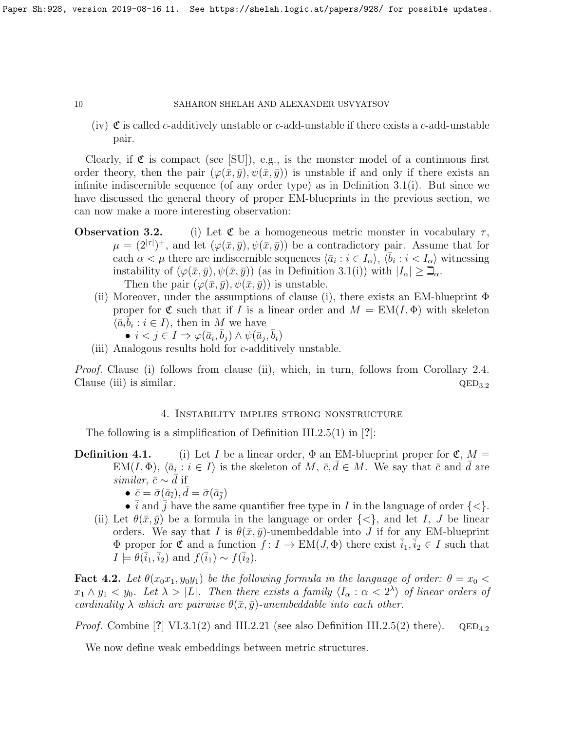(iv) $\mathfrak{C}$ is called *c*-additively unstable or *c*-add-unstable if there exists a *c*-add-unstable pair.

Clearly, if $\mathfrak{C}$ is compact (see [SU]), e.g., is the monster model of a continuous first order theory, then the pair $(\varphi(\bar{x}, \bar{y}), \psi(\bar{x}, \bar{y}))$ is unstable if and only if there exists an infinite indiscernible sequence (of any order type) as in Definition 3.1(i). But since we have discussed the general theory of proper EM-blueprints in the previous section, we can now make a more interesting observation:

**Observation 3.2.** (i) Let $\mathfrak{C}$ be a homogeneous metric monster in vocabulary $\tau$, $\mu = (2^{|\tau|})^+$, and let $(\varphi(\bar{x}, \bar{y}), \psi(\bar{x}, \bar{y}))$ be a contradictory pair. Assume that for each $\alpha < \mu$ there are indiscernible sequences $\langle \bar{a}_i : i \in I_\alpha \rangle$, $\langle \bar{b}_i : i < I_\alpha \rangle$ witnessing instability of $(\varphi(\bar{x}, \bar{y}), \psi(\bar{x}, \bar{y}))$ (as in Definition 3.1(i)) with $|I_\alpha| \geq \beth_\alpha$.
Then the pair $(\varphi(\bar{x}, \bar{y}), \psi(\bar{x}, \bar{y}))$ is unstable.

(ii) Moreover, under the assumptions of clause (i), there exists an EM-blueprint $\Phi$ proper for $\mathfrak{C}$ such that if $I$ is a linear order and $M = \mathrm{EM}(I, \Phi)$ with skeleton $\langle \bar{a}_i \bar{b}_i : i \in I \rangle$, then in $M$ we have
- $i < j \in I \Rightarrow \varphi(\bar{a}_i, \bar{b}_j) \wedge \psi(\bar{a}_j, \bar{b}_i)$

(iii) Analogous results hold for *c*-additively unstable.

*Proof.* Clause (i) follows from clause (ii), which, in turn, follows from Corollary 2.4. Clause (iii) is similar. $\text{QED}_{3.2}$

## 4. Instability implies strong nonstructure

The following is a simplification of Definition III.2.5(1) in [?]:

**Definition 4.1.** (i) Let $I$ be a linear order, $\Phi$ an EM-blueprint proper for $\mathfrak{C}$, $M = \mathrm{EM}(I, \Phi)$, $\langle \bar{a}_i : i \in I \rangle$ is the skeleton of $M$, $\bar{c}, \bar{d} \in M$. We say that $\bar{c}$ and $\bar{d}$ are *similar*, $\bar{c} \sim \bar{d}$ if
- $\bar{c} = \bar{\sigma}(\bar{a}_{\bar{i}}), \bar{d} = \bar{\sigma}(\bar{a}_{\bar{j}})$
- $\bar{i}$ and $\bar{j}$ have the same quantifier free type in $I$ in the language of order $\{<\}$.

(ii) Let $\theta(\bar{x}, \bar{y})$ be a formula in the language or order $\{<\}$, and let $I$, $J$ be linear orders. We say that $I$ is $\theta(\bar{x}, \bar{y})$-unembeddable into $J$ if for any EM-blueprint $\Phi$ proper for $\mathfrak{C}$ and a function $f \colon I \to \mathrm{EM}(J, \Phi)$ there exist $\bar{i}_1, \bar{i}_2 \in I$ such that $I \models \theta(\bar{i}_1, \bar{i}_2)$ and $f(\bar{i}_1) \sim f(\bar{i}_2)$.

**Fact 4.2.** *Let $\theta(x_0 x_1, y_0 y_1)$ be the following formula in the language of order: $\theta = x_0 < x_1 \wedge y_1 < y_0$. Let $\lambda > |L|$. Then there exists a family $\langle I_\alpha : \alpha < 2^\lambda \rangle$ of linear orders of cardinality $\lambda$ which are pairwise $\theta(\bar{x}, \bar{y})$-unembeddable into each other.*

*Proof.* Combine [?] VI.3.1(2) and III.2.21 (see also Definition III.2.5(2) there). $\text{QED}_{4.2}$

We now define weak embeddings between metric structures.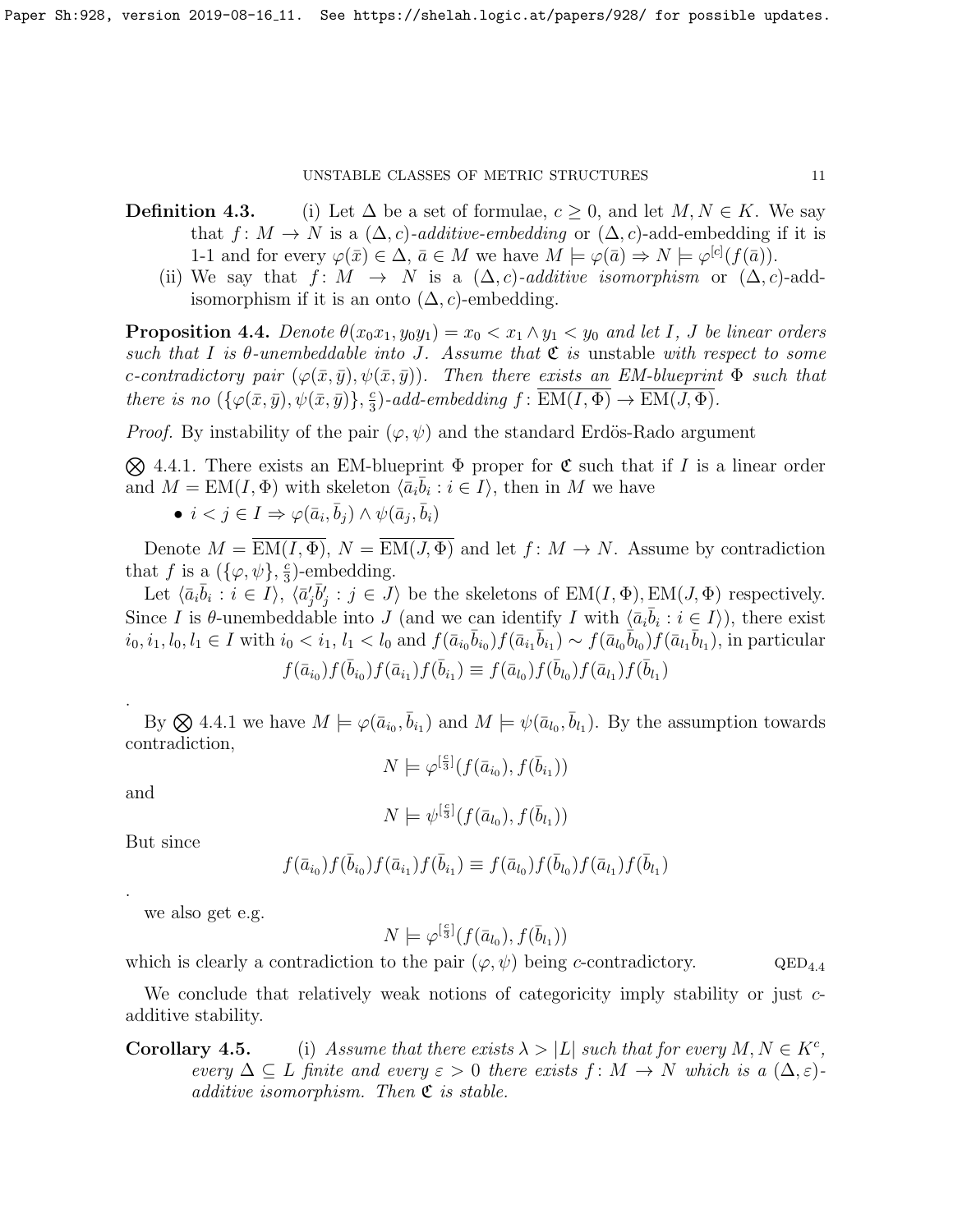**Definition 4.3.** (i) Let $\Delta$ be a set of formulae, $c \geq 0$, and let $M, N \in K$. We say that $f\colon M \to N$ is a $(\Delta, c)$*-additive-embedding* or $(\Delta, c)$-add-embedding if it is 1-1 and for every $\varphi(\bar{x}) \in \Delta$, $\bar{a} \in M$ we have $M \models \varphi(\bar{a}) \Rightarrow N \models \varphi^{[c]}(f(\bar{a}))$.

(ii) We say that $f\colon M \to N$ is a $(\Delta, c)$*-additive isomorphism* or $(\Delta, c)$-add-isomorphism if it is an onto $(\Delta, c)$-embedding.

**Proposition 4.4.** *Denote $\theta(x_0 x_1, y_0 y_1) = x_0 < x_1 \wedge y_1 < y_0$ and let $I$, $J$ be linear orders such that $I$ is $\theta$-unembeddable into $J$. Assume that $\mathfrak{C}$ is* unstable *with respect to some $c$-contradictory pair $(\varphi(\bar{x}, \bar{y}), \psi(\bar{x}, \bar{y}))$. Then there exists an EM-blueprint $\Phi$ such that there is no $(\{\varphi(\bar{x}, \bar{y}), \psi(\bar{x}, \bar{y})\}, \frac{c}{3})$-add-embedding $f\colon \overline{\mathrm{EM}(I, \Phi)} \to \overline{\mathrm{EM}(J, \Phi)}$.*

*Proof.* By instability of the pair $(\varphi, \psi)$ and the standard Erdös-Rado argument

$\bigotimes$ 4.4.1. There exists an EM-blueprint $\Phi$ proper for $\mathfrak{C}$ such that if $I$ is a linear order and $M = \mathrm{EM}(I, \Phi)$ with skeleton $\langle \bar{a}_i \bar{b}_i : i \in I \rangle$, then in $M$ we have

- $i < j \in I \Rightarrow \varphi(\bar{a}_i, \bar{b}_j) \wedge \psi(\bar{a}_j, \bar{b}_i)$

Denote $M = \overline{\mathrm{EM}(I, \Phi)}$, $N = \overline{\mathrm{EM}(J, \Phi)}$ and let $f\colon M \to N$. Assume by contradiction that $f$ is a $(\{\varphi, \psi\}, \frac{c}{3})$-embedding.

Let $\langle \bar{a}_i \bar{b}_i : i \in I \rangle$, $\langle \bar{a}'_j \bar{b}'_j : j \in J \rangle$ be the skeletons of $\mathrm{EM}(I, \Phi), \mathrm{EM}(J, \Phi)$ respectively. Since $I$ is $\theta$-unembeddable into $J$ (and we can identify $I$ with $\langle \bar{a}_i \bar{b}_i : i \in I \rangle$), there exist $i_0, i_1, l_0, l_1 \in I$ with $i_0 < i_1$, $l_1 < l_0$ and $f(\bar{a}_{i_0} \bar{b}_{i_0}) f(\bar{a}_{i_1} \bar{b}_{i_1}) \sim f(\bar{a}_{l_0} \bar{b}_{l_0}) f(\bar{a}_{l_1} \bar{b}_{l_1})$, in particular

$$f(\bar{a}_{i_0}) f(\bar{b}_{i_0}) f(\bar{a}_{i_1}) f(\bar{b}_{i_1}) \equiv f(\bar{a}_{l_0}) f(\bar{b}_{l_0}) f(\bar{a}_{l_1}) f(\bar{b}_{l_1})$$

.

By $\bigotimes$ 4.4.1 we have $M \models \varphi(\bar{a}_{i_0}, \bar{b}_{i_1})$ and $M \models \psi(\bar{a}_{l_0}, \bar{b}_{l_1})$. By the assumption towards contradiction,

$$N \models \varphi^{[\frac{c}{3}]}(f(\bar{a}_{i_0}), f(\bar{b}_{i_1}))$$

and

$$N \models \psi^{[\frac{c}{3}]}(f(\bar{a}_{l_0}), f(\bar{b}_{l_1}))$$

But since

$$f(\bar{a}_{i_0}) f(\bar{b}_{i_0}) f(\bar{a}_{i_1}) f(\bar{b}_{i_1}) \equiv f(\bar{a}_{l_0}) f(\bar{b}_{l_0}) f(\bar{a}_{l_1}) f(\bar{b}_{l_1})$$

.

we also get e.g.

$$N \models \varphi^{[\frac{c}{3}]}(f(\bar{a}_{l_0}), f(\bar{b}_{l_1}))$$

which is clearly a contradiction to the pair $(\varphi, \psi)$ being $c$-contradictory. $\mathrm{QED}_{4.4}$

We conclude that relatively weak notions of categoricity imply stability or just $c$-additive stability.

**Corollary 4.5.** (i) *Assume that there exists $\lambda > |L|$ such that for every $M, N \in K^c$, every $\Delta \subseteq L$ finite and every $\varepsilon > 0$ there exists $f\colon M \to N$ which is a $(\Delta, \varepsilon)$-additive isomorphism. Then $\mathfrak{C}$ is stable.*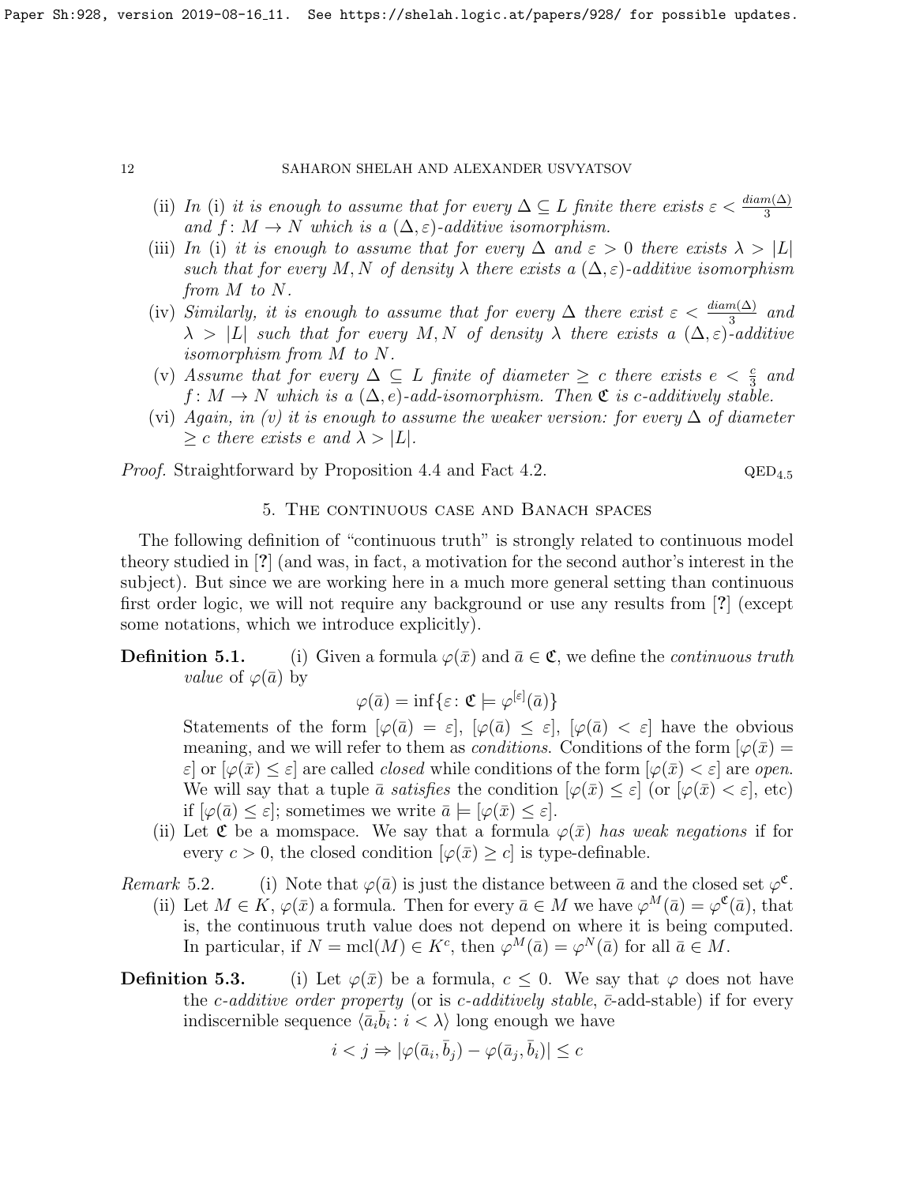(ii) *In* (i) *it is enough to assume that for every* $\Delta \subseteq L$ *finite there exists* $\varepsilon < \frac{diam(\Delta)}{3}$ *and* $f: M \to N$ *which is a* $(\Delta, \varepsilon)$*-additive isomorphism.*

(iii) *In* (i) *it is enough to assume that for every* $\Delta$ *and* $\varepsilon > 0$ *there exists* $\lambda > |L|$ *such that for every* $M, N$ *of density* $\lambda$ *there exists a* $(\Delta, \varepsilon)$*-additive isomorphism from* $M$ *to* $N$.

(iv) *Similarly, it is enough to assume that for every* $\Delta$ *there exist* $\varepsilon < \frac{diam(\Delta)}{3}$ *and* $\lambda > |L|$ *such that for every* $M, N$ *of density* $\lambda$ *there exists a* $(\Delta, \varepsilon)$*-additive isomorphism from* $M$ *to* $N$.

(v) *Assume that for every* $\Delta \subseteq L$ *finite of diameter* $\geq c$ *there exists* $e < \frac{c}{3}$ *and* $f: M \to N$ *which is a* $(\Delta, e)$*-add-isomorphism. Then* $\mathfrak{C}$ *is* $c$*-additively stable.*

(vi) *Again, in* (v) *it is enough to assume the weaker version: for every* $\Delta$ *of diameter* $\geq c$ *there exists* $e$ *and* $\lambda > |L|$.

*Proof.* Straightforward by Proposition 4.4 and Fact 4.2. $\qquad \text{QED}_{4.5}$

## 5. The continuous case and Banach spaces

The following definition of "continuous truth" is strongly related to continuous model theory studied in [?] (and was, in fact, a motivation for the second author's interest in the subject). But since we are working here in a much more general setting than continuous first order logic, we will not require any background or use any results from [?] (except some notations, which we introduce explicitly).

**Definition 5.1.** (i) Given a formula $\varphi(\bar{x})$ and $\bar{a} \in \mathfrak{C}$, we define the *continuous truth value* of $\varphi(\bar{a})$ by

$$\varphi(\bar{a}) = \inf\{\varepsilon \colon \mathfrak{C} \models \varphi^{[\varepsilon]}(\bar{a})\}$$

Statements of the form $[\varphi(\bar{a}) = \varepsilon]$, $[\varphi(\bar{a}) \leq \varepsilon]$, $[\varphi(\bar{a}) < \varepsilon]$ have the obvious meaning, and we will refer to them as *conditions*. Conditions of the form $[\varphi(\bar{x}) = \varepsilon]$ or $[\varphi(\bar{x}) \leq \varepsilon]$ are called *closed* while conditions of the form $[\varphi(\bar{x}) < \varepsilon]$ are *open*. We will say that a tuple $\bar{a}$ *satisfies* the condition $[\varphi(\bar{x}) \leq \varepsilon]$ (or $[\varphi(\bar{x}) < \varepsilon]$, etc) if $[\varphi(\bar{a}) \leq \varepsilon]$; sometimes we write $\bar{a} \models [\varphi(\bar{x}) \leq \varepsilon]$.

(ii) Let $\mathfrak{C}$ be a momspace. We say that a formula $\varphi(\bar{x})$ *has weak negations* if for every $c > 0$, the closed condition $[\varphi(\bar{x}) \geq c]$ is type-definable.

*Remark* 5.2. (i) Note that $\varphi(\bar{a})$ is just the distance between $\bar{a}$ and the closed set $\varphi^{\mathfrak{C}}$.

(ii) Let $M \in K$, $\varphi(\bar{x})$ a formula. Then for every $\bar{a} \in M$ we have $\varphi^M(\bar{a}) = \varphi^{\mathfrak{C}}(\bar{a})$, that is, the continuous truth value does not depend on where it is being computed. In particular, if $N = \text{mcl}(M) \in K^c$, then $\varphi^M(\bar{a}) = \varphi^N(\bar{a})$ for all $\bar{a} \in M$.

**Definition 5.3.** (i) Let $\varphi(\bar{x})$ be a formula, $c \leq 0$. We say that $\varphi$ does not have the *c-additive order property* (or is *c-additively stable*, $\bar{c}$-add-stable) if for every indiscernible sequence $\langle \bar{a}_i \bar{b}_i : i < \lambda \rangle$ long enough we have

$$i < j \Rightarrow |\varphi(\bar{a}_i, \bar{b}_j) - \varphi(\bar{a}_j, \bar{b}_i)| \leq c$$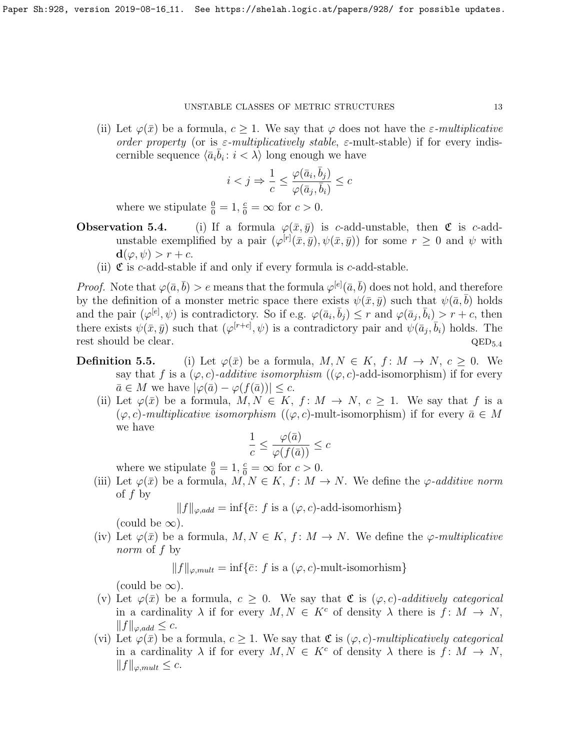(ii) Let $\varphi(\bar{x})$ be a formula, $c \geq 1$. We say that $\varphi$ does not have the *$\varepsilon$-multiplicative order property* (or is *$\varepsilon$-multiplicatively stable*, $\varepsilon$-mult-stable) if for every indiscernible sequence $\langle \bar{a}_i \bar{b}_i : i < \lambda \rangle$ long enough we have

$$i < j \Rightarrow \frac{1}{c} \leq \frac{\varphi(\bar{a}_i, \bar{b}_j)}{\varphi(\bar{a}_j, \bar{b}_i)} \leq c$$

where we stipulate $\frac{0}{0} = 1, \frac{c}{0} = \infty$ for $c > 0$.

**Observation 5.4.** (i) If a formula $\varphi(\bar{x}, \bar{y})$ is $c$-add-unstable, then $\mathfrak{C}$ is $c$-add-unstable exemplified by a pair $(\varphi^{[r]}(\bar{x}, \bar{y}), \psi(\bar{x}, \bar{y}))$ for some $r \geq 0$ and $\psi$ with $\mathbf{d}(\varphi, \psi) > r + c$.

(ii) $\mathfrak{C}$ is $c$-add-stable if and only if every formula is $c$-add-stable.

*Proof.* Note that $\varphi(\bar{a}, \bar{b}) > e$ means that the formula $\varphi^{[e]}(\bar{a}, \bar{b})$ does not hold, and therefore by the definition of a monster metric space there exists $\psi(\bar{x}, \bar{y})$ such that $\psi(\bar{a}, \bar{b})$ holds and the pair $(\varphi^{[e]}, \psi)$ is contradictory. So if e.g. $\varphi(\bar{a}_i, \bar{b}_j) \leq r$ and $\varphi(\bar{a}_j, \bar{b}_i) > r + c$, then there exists $\psi(\bar{x}, \bar{y})$ such that $(\varphi^{[r+c]}, \psi)$ is a contradictory pair and $\psi(\bar{a}_j, \bar{b}_i)$ holds. The rest should be clear. $\text{QED}_{5.4}$

**Definition 5.5.** (i) Let $\varphi(\bar{x})$ be a formula, $M, N \in K$, $f : M \to N$, $c \geq 0$. We say that $f$ is a *$(\varphi, c)$-additive isomorphism* ($(\varphi, c)$-add-isomorphism) if for every $\bar{a} \in M$ we have $|\varphi(\bar{a}) - \varphi(f(\bar{a}))| \leq c$.

(ii) Let $\varphi(\bar{x})$ be a formula, $M, N \in K$, $f : M \to N$, $c \geq 1$. We say that $f$ is a *$(\varphi, c)$-multiplicative isomorphism* ($(\varphi, c)$-mult-isomorphism) if for every $\bar{a} \in M$ we have

$$\frac{1}{c} \leq \frac{\varphi(\bar{a})}{\varphi(f(\bar{a}))} \leq c$$

where we stipulate $\frac{0}{0} = 1, \frac{c}{0} = \infty$ for $c > 0$.

(iii) Let $\varphi(\bar{x})$ be a formula, $M, N \in K$, $f : M \to N$. We define the *$\varphi$-additive norm* of $f$ by

$$\|f\|_{\varphi, add} = \inf\{\bar{c} : f \text{ is a } (\varphi, c)\text{-add-isomorhism}\}$$

(could be $\infty$).

(iv) Let $\varphi(\bar{x})$ be a formula, $M, N \in K$, $f : M \to N$. We define the *$\varphi$-multiplicative norm* of $f$ by

$$\|f\|_{\varphi, mult} = \inf\{\bar{c} : f \text{ is a } (\varphi, c)\text{-mult-isomorhism}\}$$

(could be $\infty$).

(v) Let $\varphi(\bar{x})$ be a formula, $c \geq 0$. We say that $\mathfrak{C}$ is *$(\varphi, c)$-additively categorical* in a cardinality $\lambda$ if for every $M, N \in K^c$ of density $\lambda$ there is $f : M \to N$, $\|f\|_{\varphi, add} \leq c$.

(vi) Let $\varphi(\bar{x})$ be a formula, $c \geq 1$. We say that $\mathfrak{C}$ is *$(\varphi, c)$-multiplicatively categorical* in a cardinality $\lambda$ if for every $M, N \in K^c$ of density $\lambda$ there is $f : M \to N$, $\|f\|_{\varphi, mult} \leq c$.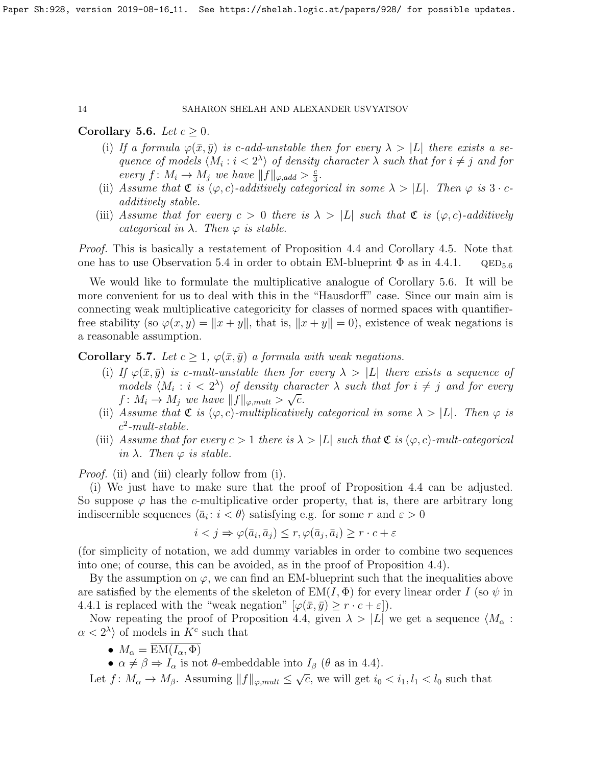**Corollary 5.6.** *Let $c \geq 0$.*

(i) *If a formula $\varphi(\bar{x}, \bar{y})$ is $c$-add-unstable then for every $\lambda > |L|$ there exists a sequence of models $\langle M_i : i < 2^\lambda \rangle$ of density character $\lambda$ such that for $i \neq j$ and for every $f: M_i \to M_j$ we have $\|f\|_{\varphi,add} > \frac{c}{3}$.*

(ii) *Assume that $\mathfrak{C}$ is $(\varphi, c)$-additively categorical in some $\lambda > |L|$. Then $\varphi$ is $3 \cdot c$-additively stable.*

(iii) *Assume that for every $c > 0$ there is $\lambda > |L|$ such that $\mathfrak{C}$ is $(\varphi, c)$-additively categorical in $\lambda$. Then $\varphi$ is stable.*

*Proof.* This is basically a restatement of Proposition 4.4 and Corollary 4.5. Note that one has to use Observation 5.4 in order to obtain EM-blueprint $\Phi$ as in 4.4.1. $\quad$ QED$_{5.6}$

We would like to formulate the multiplicative analogue of Corollary 5.6. It will be more convenient for us to deal with this in the "Hausdorff" case. Since our main aim is connecting weak multiplicative categoricity for classes of normed spaces with quantifier-free stability (so $\varphi(x, y) = \|x + y\|$, that is, $\|x + y\| = 0$), existence of weak negations is a reasonable assumption.

**Corollary 5.7.** *Let $c \geq 1$, $\varphi(\bar{x}, \bar{y})$ a formula with weak negations.*

(i) *If $\varphi(\bar{x}, \bar{y})$ is $c$-mult-unstable then for every $\lambda > |L|$ there exists a sequence of models $\langle M_i : i < 2^\lambda \rangle$ of density character $\lambda$ such that for $i \neq j$ and for every $f: M_i \to M_j$ we have $\|f\|_{\varphi,mult} > \sqrt{c}$.*

(ii) *Assume that $\mathfrak{C}$ is $(\varphi, c)$-multiplicatively categorical in some $\lambda > |L|$. Then $\varphi$ is $c^2$-mult-stable.*

(iii) *Assume that for every $c > 1$ there is $\lambda > |L|$ such that $\mathfrak{C}$ is $(\varphi, c)$-mult-categorical in $\lambda$. Then $\varphi$ is stable.*

*Proof.* (ii) and (iii) clearly follow from (i).

(i) We just have to make sure that the proof of Proposition 4.4 can be adjusted. So suppose $\varphi$ has the $c$-multiplicative order property, that is, there are arbitrary long indiscernible sequences $\langle \bar{a}_i : i < \theta \rangle$ satisfying e.g. for some $r$ and $\varepsilon > 0$

$$i < j \Rightarrow \varphi(\bar{a}_i, \bar{a}_j) \leq r, \varphi(\bar{a}_j, \bar{a}_i) \geq r \cdot c + \varepsilon$$

(for simplicity of notation, we add dummy variables in order to combine two sequences into one; of course, this can be avoided, as in the proof of Proposition 4.4).

By the assumption on $\varphi$, we can find an EM-blueprint such that the inequalities above are satisfied by the elements of the skeleton of $\text{EM}(I, \Phi)$ for every linear order $I$ (so $\psi$ in 4.4.1 is replaced with the "weak negation" $[\varphi(\bar{x}, \bar{y}) \geq r \cdot c + \varepsilon]$).

Now repeating the proof of Proposition 4.4, given $\lambda > |L|$ we get a sequence $\langle M_\alpha : \alpha < 2^\lambda \rangle$ of models in $K^c$ such that

- $M_\alpha = \overline{\text{EM}(I_\alpha, \Phi)}$
- $\alpha \neq \beta \Rightarrow I_\alpha$ is not $\theta$-embeddable into $I_\beta$ ($\theta$ as in 4.4).

Let $f: M_\alpha \to M_\beta$. Assuming $\|f\|_{\varphi,mult} \leq \sqrt{c}$, we will get $i_0 < i_1, l_1 < l_0$ such that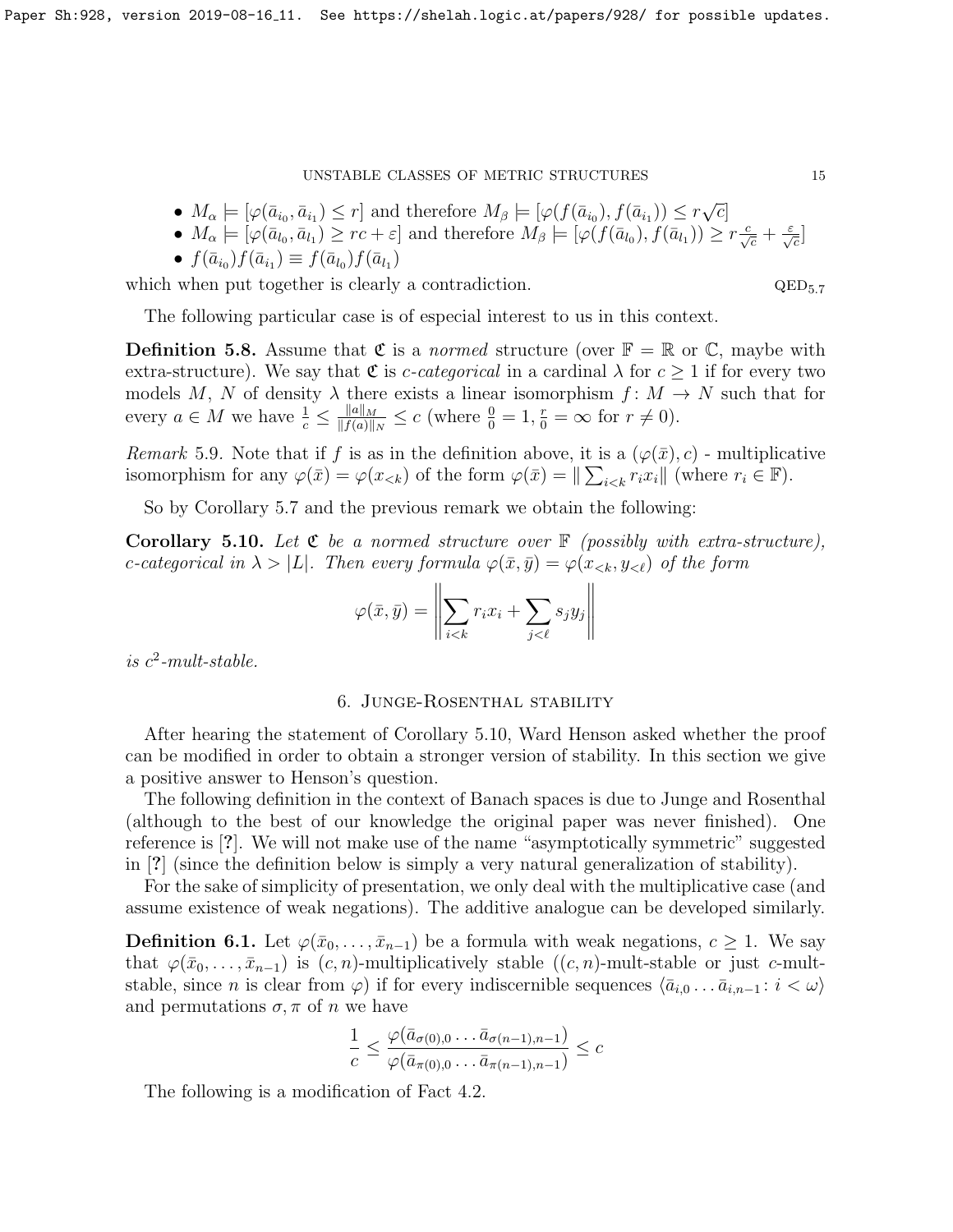- $M_\alpha \models [\varphi(\bar{a}_{i_0}, \bar{a}_{i_1}) \leq r]$ and therefore $M_\beta \models [\varphi(f(\bar{a}_{i_0}), f(\bar{a}_{i_1})) \leq r\sqrt{c}]$
- $M_\alpha \models [\varphi(\bar{a}_{l_0}, \bar{a}_{l_1}) \geq rc + \varepsilon]$ and therefore $M_\beta \models [\varphi(f(\bar{a}_{l_0}), f(\bar{a}_{l_1})) \geq r\frac{c}{\sqrt{c}} + \frac{\varepsilon}{\sqrt{c}}]$
- $f(\bar{a}_{i_0})f(\bar{a}_{i_1}) \equiv f(\bar{a}_{l_0})f(\bar{a}_{l_1})$

which when put together is clearly a contradiction. $\text{QED}_{5.7}$

The following particular case is of especial interest to us in this context.

**Definition 5.8.** Assume that $\mathfrak{C}$ is a *normed* structure (over $\mathbb{F} = \mathbb{R}$ or $\mathbb{C}$, maybe with extra-structure). We say that $\mathfrak{C}$ is *c-categorical* in a cardinal $\lambda$ for $c \geq 1$ if for every two models $M$, $N$ of density $\lambda$ there exists a linear isomorphism $f: M \to N$ such that for every $a \in M$ we have $\frac{1}{c} \leq \frac{\|a\|_M}{\|f(a)\|_N} \leq c$ (where $\frac{0}{0} = 1$, $\frac{r}{0} = \infty$ for $r \neq 0$).

*Remark* 5.9. Note that if $f$ is as in the definition above, it is a $(\varphi(\bar{x}), c)$ - multiplicative isomorphism for any $\varphi(\bar{x}) = \varphi(x_{<k})$ of the form $\varphi(\bar{x}) = \|\sum_{i<k} r_i x_i\|$ (where $r_i \in \mathbb{F}$).

So by Corollary 5.7 and the previous remark we obtain the following:

**Corollary 5.10.** *Let $\mathfrak{C}$ be a normed structure over $\mathbb{F}$ (possibly with extra-structure), c-categorical in $\lambda > |L|$. Then every formula $\varphi(\bar{x}, \bar{y}) = \varphi(x_{<k}, y_{<\ell})$ of the form*

$$\varphi(\bar{x}, \bar{y}) = \left\| \sum_{i<k} r_i x_i + \sum_{j<\ell} s_j y_j \right\|$$

*is $c^2$-mult-stable.*

## 6. Junge-Rosenthal stability

After hearing the statement of Corollary 5.10, Ward Henson asked whether the proof can be modified in order to obtain a stronger version of stability. In this section we give a positive answer to Henson's question.

The following definition in the context of Banach spaces is due to Junge and Rosenthal (although to the best of our knowledge the original paper was never finished). One reference is [?]. We will not make use of the name "asymptotically symmetric" suggested in [?] (since the definition below is simply a very natural generalization of stability).

For the sake of simplicity of presentation, we only deal with the multiplicative case (and assume existence of weak negations). The additive analogue can be developed similarly.

**Definition 6.1.** Let $\varphi(\bar{x}_0, \ldots, \bar{x}_{n-1})$ be a formula with weak negations, $c \geq 1$. We say that $\varphi(\bar{x}_0, \ldots, \bar{x}_{n-1})$ is $(c, n)$-multiplicatively stable ($(c, n)$-mult-stable or just $c$-mult-stable, since $n$ is clear from $\varphi$) if for every indiscernible sequences $\langle \bar{a}_{i,0} \ldots \bar{a}_{i,n-1} : i < \omega \rangle$ and permutations $\sigma, \pi$ of $n$ we have

$$\frac{1}{c} \leq \frac{\varphi(\bar{a}_{\sigma(0),0} \ldots \bar{a}_{\sigma(n-1),n-1})}{\varphi(\bar{a}_{\pi(0),0} \ldots \bar{a}_{\pi(n-1),n-1})} \leq c$$

The following is a modification of Fact 4.2.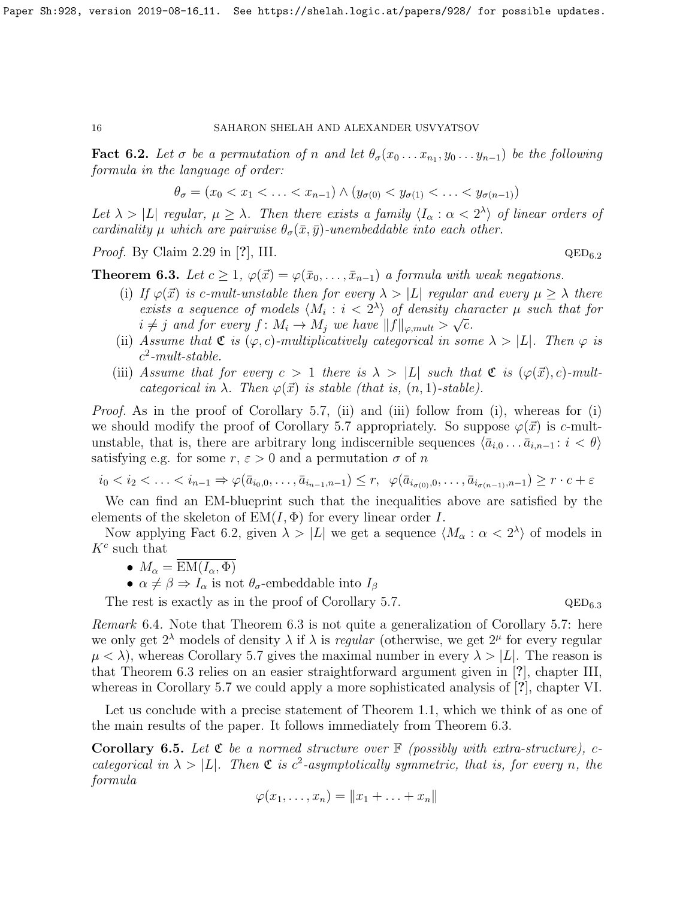**Fact 6.2.** *Let $\sigma$ be a permutation of $n$ and let $\theta_\sigma(x_0 \dots x_{n_1}, y_0 \dots y_{n-1})$ be the following formula in the language of order:*

$$\theta_\sigma = (x_0 < x_1 < \ldots < x_{n-1}) \wedge (y_{\sigma(0)} < y_{\sigma(1)} < \ldots < y_{\sigma(n-1)})$$

*Let $\lambda > |L|$ regular, $\mu \geq \lambda$. Then there exists a family $\langle I_\alpha : \alpha < 2^\lambda \rangle$ of linear orders of cardinality $\mu$ which are pairwise $\theta_\sigma(\bar{x}, \bar{y})$-unembeddable into each other.*

*Proof.* By Claim 2.29 in [?], III. $\qquad \text{QED}_{6.2}$

**Theorem 6.3.** *Let $c \geq 1$, $\varphi(\vec{x}) = \varphi(\bar{x}_0, \ldots, \bar{x}_{n-1})$ a formula with weak negations.*

(i) *If $\varphi(\vec{x})$ is $c$-mult-unstable then for every $\lambda > |L|$ regular and every $\mu \geq \lambda$ there exists a sequence of models $\langle M_i : i < 2^\lambda \rangle$ of density character $\mu$ such that for $i \neq j$ and for every $f \colon M_i \to M_j$ we have $\|f\|_{\varphi, mult} > \sqrt{c}$.*

(ii) *Assume that $\mathfrak{C}$ is $(\varphi, c)$-multiplicatively categorical in some $\lambda > |L|$. Then $\varphi$ is $c^2$-mult-stable.*

(iii) *Assume that for every $c > 1$ there is $\lambda > |L|$ such that $\mathfrak{C}$ is $(\varphi(\vec{x}), c)$-mult-categorical in $\lambda$. Then $\varphi(\vec{x})$ is stable (that is, $(n, 1)$-stable).*

*Proof.* As in the proof of Corollary 5.7, (ii) and (iii) follow from (i), whereas for (i) we should modify the proof of Corollary 5.7 appropriately. So suppose $\varphi(\vec{x})$ is $c$-mult-unstable, that is, there are arbitrary long indiscernible sequences $\langle \bar{a}_{i,0} \ldots \bar{a}_{i,n-1} \colon i < \theta \rangle$ satisfying e.g. for some $r$, $\varepsilon > 0$ and a permutation $\sigma$ of $n$

$$i_0 < i_2 < \ldots < i_{n-1} \Rightarrow \varphi(\bar{a}_{i_0,0}, \ldots, \bar{a}_{i_{n-1},n-1}) \leq r, \;\; \varphi(\bar{a}_{i_{\sigma(0)},0}, \ldots, \bar{a}_{i_{\sigma(n-1)},n-1}) \geq r \cdot c + \varepsilon$$

We can find an EM-blueprint such that the inequalities above are satisfied by the elements of the skeleton of $\mathrm{EM}(I, \Phi)$ for every linear order $I$.

Now applying Fact 6.2, given $\lambda > |L|$ we get a sequence $\langle M_\alpha : \alpha < 2^\lambda \rangle$ of models in $K^c$ such that

- $M_\alpha = \overline{\mathrm{EM}(I_\alpha, \Phi)}$
- $\alpha \neq \beta \Rightarrow I_\alpha$ is not $\theta_\sigma$-embeddable into $I_\beta$

The rest is exactly as in the proof of Corollary 5.7. $\qquad \text{QED}_{6.3}$

*Remark* 6.4. Note that Theorem 6.3 is not quite a generalization of Corollary 5.7: here we only get $2^\lambda$ models of density $\lambda$ if $\lambda$ is *regular* (otherwise, we get $2^\mu$ for every regular $\mu < \lambda$), whereas Corollary 5.7 gives the maximal number in every $\lambda > |L|$. The reason is that Theorem 6.3 relies on an easier straightforward argument given in [?], chapter III, whereas in Corollary 5.7 we could apply a more sophisticated analysis of [?], chapter VI.

Let us conclude with a precise statement of Theorem 1.1, which we think of as one of the main results of the paper. It follows immediately from Theorem 6.3.

**Corollary 6.5.** *Let $\mathfrak{C}$ be a normed structure over $\mathbb{F}$ (possibly with extra-structure), $c$-categorical in $\lambda > |L|$. Then $\mathfrak{C}$ is $c^2$-asymptotically symmetric, that is, for every $n$, the formula*

$$\varphi(x_1, \ldots, x_n) = \|x_1 + \ldots + x_n\|$$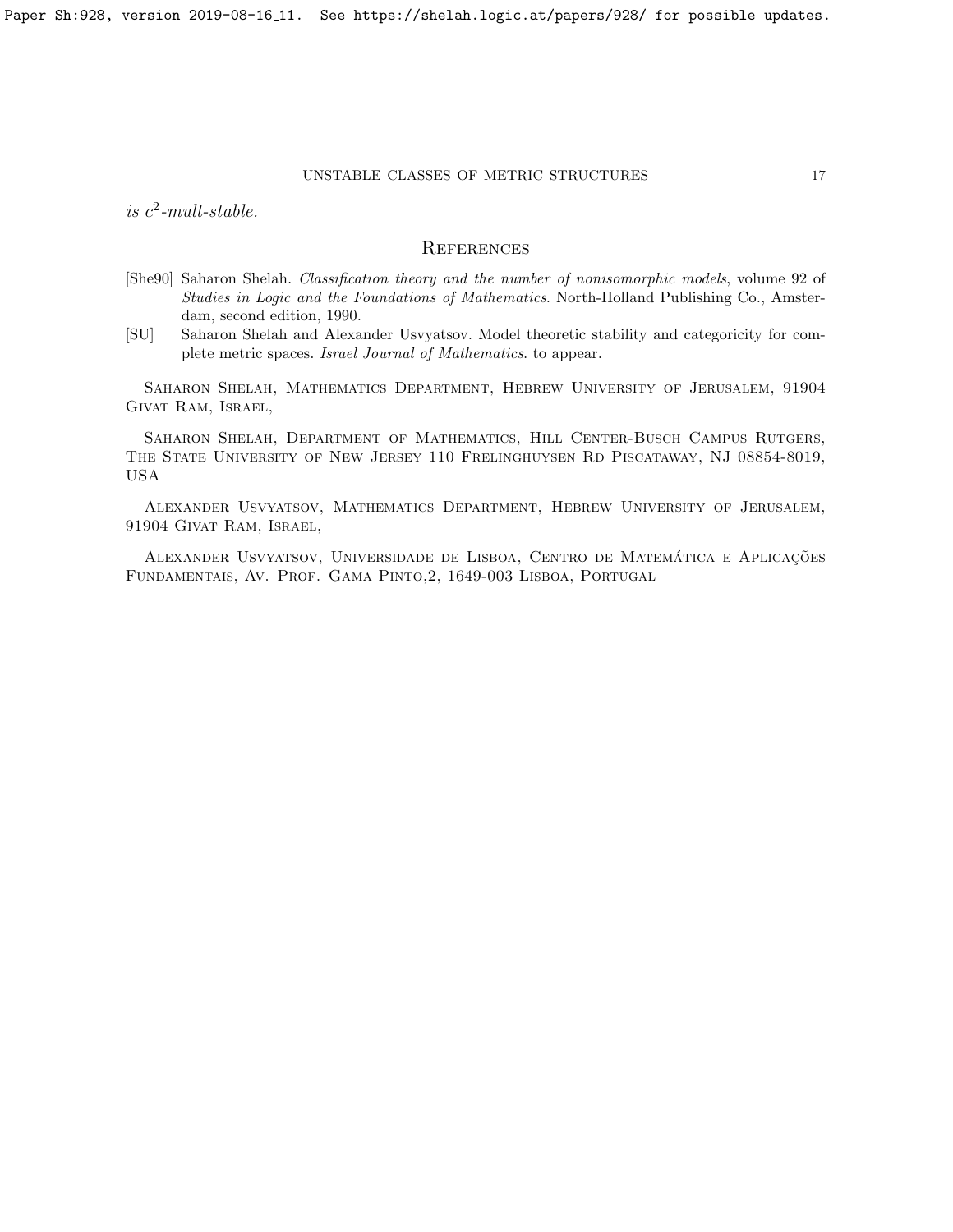*is $c^2$-mult-stable.*

## References

[She90] Saharon Shelah. *Classification theory and the number of nonisomorphic models*, volume 92 of *Studies in Logic and the Foundations of Mathematics*. North-Holland Publishing Co., Amsterdam, second edition, 1990.

[SU] Saharon Shelah and Alexander Usvyatsov. Model theoretic stability and categoricity for complete metric spaces. *Israel Journal of Mathematics*. to appear.

Saharon Shelah, Mathematics Department, Hebrew University of Jerusalem, 91904 Givat Ram, Israel,

Saharon Shelah, Department of Mathematics, Hill Center-Busch Campus Rutgers, The State University of New Jersey 110 Frelinghuysen Rd Piscataway, NJ 08854-8019, USA

Alexander Usvyatsov, Mathematics Department, Hebrew University of Jerusalem, 91904 Givat Ram, Israel,

Alexander Usvyatsov, Universidade de Lisboa, Centro de Matemática e Aplicações Fundamentais, Av. Prof. Gama Pinto,2, 1649-003 Lisboa, Portugal